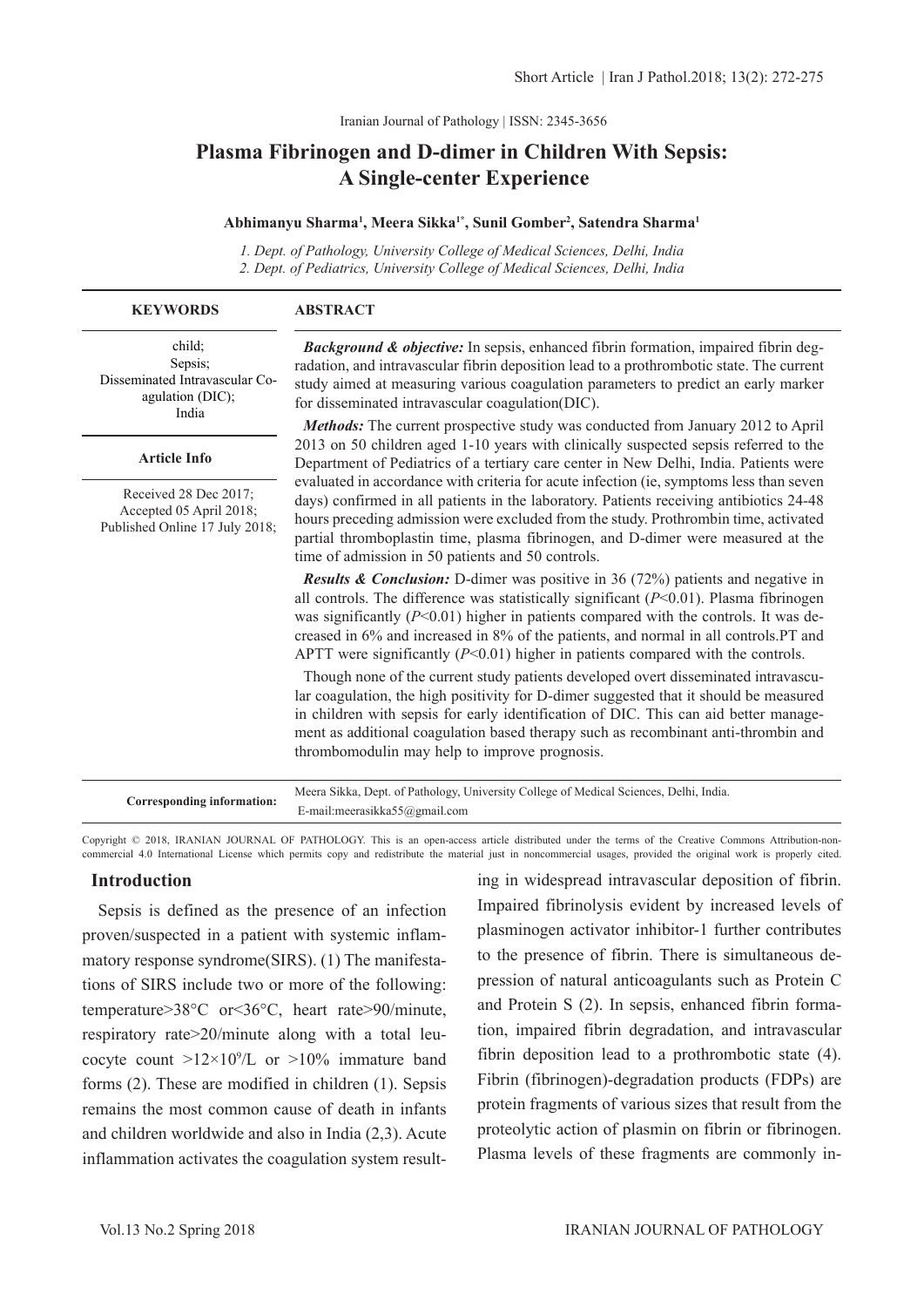Iranian Journal of Pathology | ISSN: 2345-3656

# Plasma Fibrinogen and D-dimer in Children With Sepsis: A Single-center Experience

**Abhimanyu Sharma[1], Meera Sikka[1*], Sunil Gomber[2], Satendra Sharma[1]**

*1. Dept. of Pathology, University College of Medical Sciences, Delhi, India*
*2. Dept. of Pediatrics, University College of Medical Sciences, Delhi, India*

**KEYWORDS**

child; Sepsis; Disseminated Intravascular Coagulation (DIC); India

**Article Info**

Received 28 Dec 2017; Accepted 05 April 2018; Published Online 17 July 2018;

**ABSTRACT**

***Background & objective:*** In sepsis, enhanced fibrin formation, impaired fibrin degradation, and intravascular fibrin deposition lead to a prothrombotic state. The current study aimed at measuring various coagulation parameters to predict an early marker for disseminated intravascular coagulation(DIC).

***Methods:*** The current prospective study was conducted from January 2012 to April 2013 on 50 children aged 1-10 years with clinically suspected sepsis referred to the Department of Pediatrics of a tertiary care center in New Delhi, India. Patients were evaluated in accordance with criteria for acute infection (ie, symptoms less than seven days) confirmed in all patients in the laboratory. Patients receiving antibiotics 24-48 hours preceding admission were excluded from the study. Prothrombin time, activated partial thromboplastin time, plasma fibrinogen, and D-dimer were measured at the time of admission in 50 patients and 50 controls.

***Results & Conclusion:*** D-dimer was positive in 36 (72%) patients and negative in all controls. The difference was statistically significant ($P<0.01$). Plasma fibrinogen was significantly ($P<0.01$) higher in patients compared with the controls. It was decreased in 6% and increased in 8% of the patients, and normal in all controls.PT and APTT were significantly ($P<0.01$) higher in patients compared with the controls.

Though none of the current study patients developed overt disseminated intravascular coagulation, the high positivity for D-dimer suggested that it should be measured in children with sepsis for early identification of DIC. This can aid better management as additional coagulation based therapy such as recombinant anti-thrombin and thrombomodulin may help to improve prognosis.

**Corresponding information:** Meera Sikka, Dept. of Pathology, University College of Medical Sciences, Delhi, India. E-mail:meerasikka55@gmail.com

Copyright © 2018, IRANIAN JOURNAL OF PATHOLOGY. This is an open-access article distributed under the terms of the Creative Commons Attribution-noncommercial 4.0 International License which permits copy and redistribute the material just in noncommercial usages, provided the original work is properly cited.

## Introduction

Sepsis is defined as the presence of an infection proven/suspected in a patient with systemic inflammatory response syndrome(SIRS). (1) The manifestations of SIRS include two or more of the following: temperature>38°C or<36°C, heart rate>90/minute, respiratory rate>20/minute along with a total leucocyte count $>12\times10^9$/L or >10% immature band forms (2). These are modified in children (1). Sepsis remains the most common cause of death in infants and children worldwide and also in India (2,3). Acute inflammation activates the coagulation system resulting in widespread intravascular deposition of fibrin. Impaired fibrinolysis evident by increased levels of plasminogen activator inhibitor-1 further contributes to the presence of fibrin. There is simultaneous depression of natural anticoagulants such as Protein C and Protein S (2). In sepsis, enhanced fibrin formation, impaired fibrin degradation, and intravascular fibrin deposition lead to a prothrombotic state (4). Fibrin (fibrinogen)-degradation products (FDPs) are protein fragments of various sizes that result from the proteolytic action of plasmin on fibrin or fibrinogen. Plasma levels of these fragments are commonly in-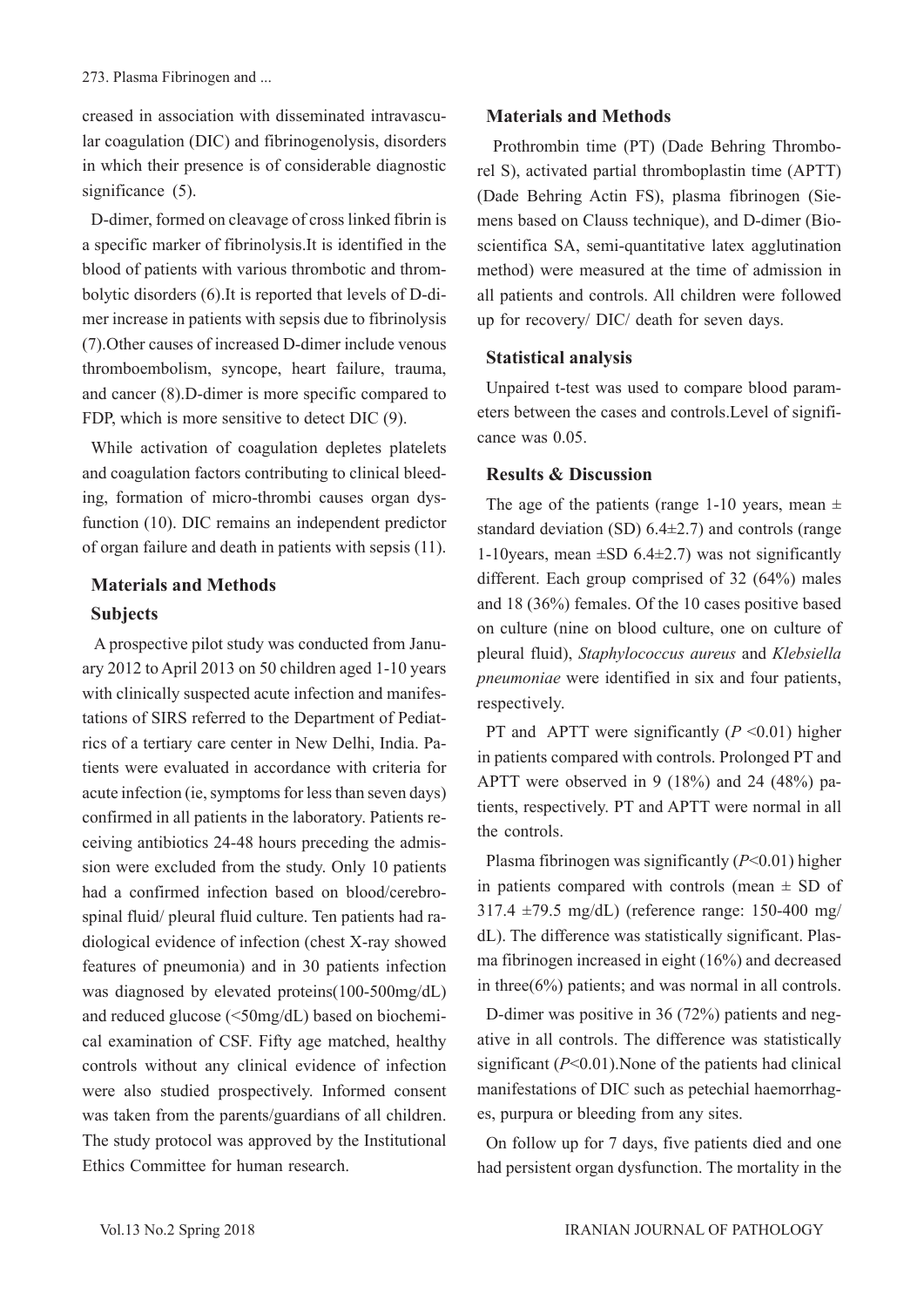creased in association with disseminated intravascular coagulation (DIC) and fibrinogenolysis, disorders in which their presence is of considerable diagnostic significance (5).

D-dimer, formed on cleavage of cross linked fibrin is a specific marker of fibrinolysis.It is identified in the blood of patients with various thrombotic and thrombolytic disorders (6).It is reported that levels of D-dimer increase in patients with sepsis due to fibrinolysis (7).Other causes of increased D-dimer include venous thromboembolism, syncope, heart failure, trauma, and cancer (8).D-dimer is more specific compared to FDP, which is more sensitive to detect DIC (9).

While activation of coagulation depletes platelets and coagulation factors contributing to clinical bleeding, formation of micro-thrombi causes organ dysfunction (10). DIC remains an independent predictor of organ failure and death in patients with sepsis (11).

## Materials and Methods

### Subjects

A prospective pilot study was conducted from January 2012 to April 2013 on 50 children aged 1-10 years with clinically suspected acute infection and manifestations of SIRS referred to the Department of Pediatrics of a tertiary care center in New Delhi, India. Patients were evaluated in accordance with criteria for acute infection (ie, symptoms for less than seven days) confirmed in all patients in the laboratory. Patients receiving antibiotics 24-48 hours preceding the admission were excluded from the study. Only 10 patients had a confirmed infection based on blood/cerebrospinal fluid/ pleural fluid culture. Ten patients had radiological evidence of infection (chest X-ray showed features of pneumonia) and in 30 patients infection was diagnosed by elevated proteins(100-500mg/dL) and reduced glucose (<50mg/dL) based on biochemical examination of CSF. Fifty age matched, healthy controls without any clinical evidence of infection were also studied prospectively. Informed consent was taken from the parents/guardians of all children. The study protocol was approved by the Institutional Ethics Committee for human research.

### Materials and Methods

Prothrombin time (PT) (Dade Behring Thromborel S), activated partial thromboplastin time (APTT) (Dade Behring Actin FS), plasma fibrinogen (Siemens based on Clauss technique), and D-dimer (Bioscientifica SA, semi-quantitative latex agglutination method) were measured at the time of admission in all patients and controls. All children were followed up for recovery/ DIC/ death for seven days.

### Statistical analysis

Unpaired t-test was used to compare blood parameters between the cases and controls.Level of significance was 0.05.

### Results & Discussion

The age of the patients (range 1-10 years, mean ± standard deviation (SD) 6.4±2.7) and controls (range 1-10years, mean ±SD 6.4±2.7) was not significantly different. Each group comprised of 32 (64%) males and 18 (36%) females. Of the 10 cases positive based on culture (nine on blood culture, one on culture of pleural fluid), *Staphylococcus aureus* and *Klebsiella pneumoniae* were identified in six and four patients, respectively.

PT and APTT were significantly ($P$ <0.01) higher in patients compared with controls. Prolonged PT and APTT were observed in 9 (18%) and 24 (48%) patients, respectively. PT and APTT were normal in all the controls.

Plasma fibrinogen was significantly ($P$<0.01) higher in patients compared with controls (mean ± SD of 317.4 ±79.5 mg/dL) (reference range: 150-400 mg/dL). The difference was statistically significant. Plasma fibrinogen increased in eight (16%) and decreased in three(6%) patients; and was normal in all controls.

D-dimer was positive in 36 (72%) patients and negative in all controls. The difference was statistically significant ($P$<0.01).None of the patients had clinical manifestations of DIC such as petechial haemorrhages, purpura or bleeding from any sites.

On follow up for 7 days, five patients died and one had persistent organ dysfunction. The mortality in the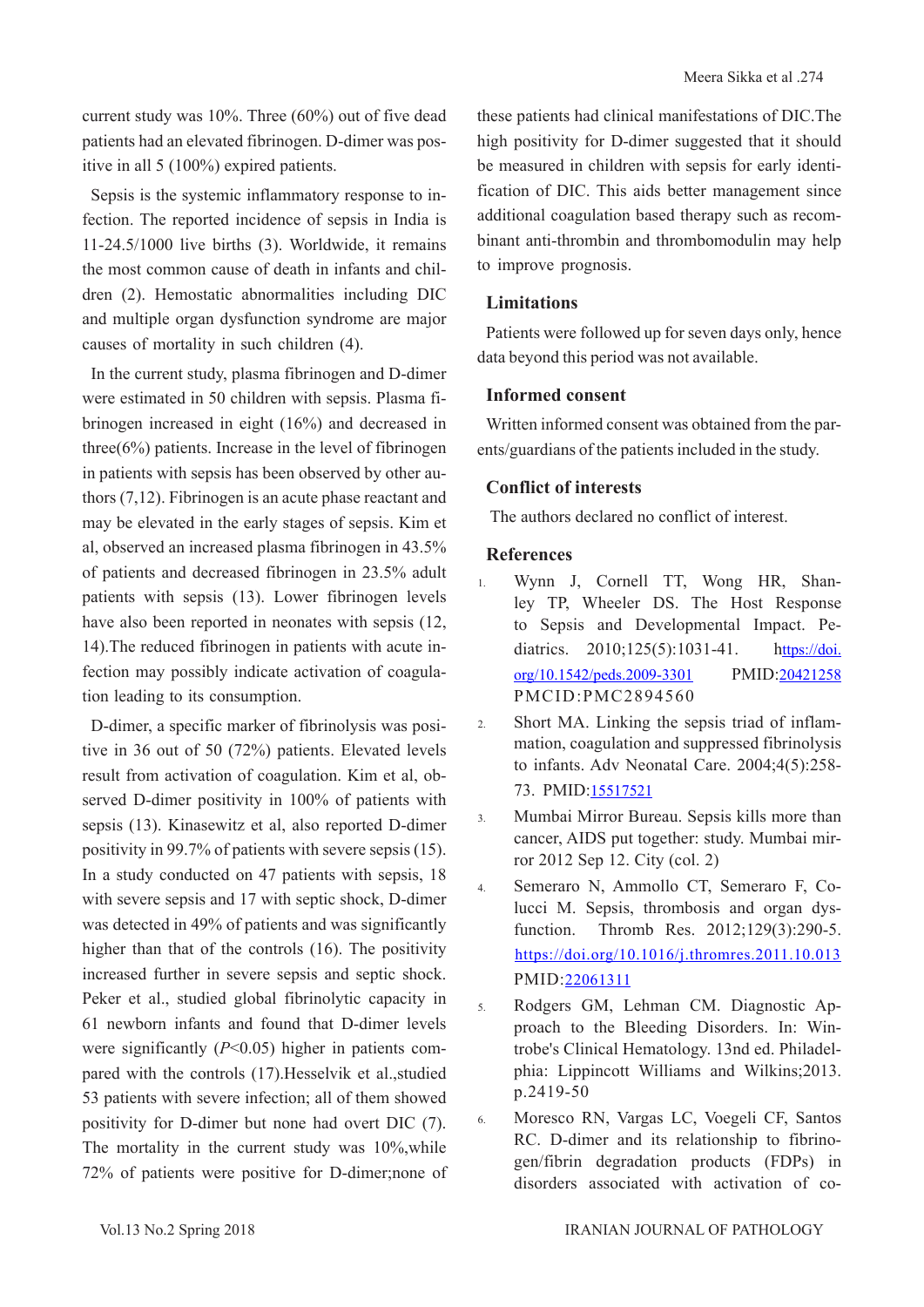current study was 10%. Three (60%) out of five dead patients had an elevated fibrinogen. D-dimer was positive in all 5 (100%) expired patients.

Sepsis is the systemic inflammatory response to infection. The reported incidence of sepsis in India is 11-24.5/1000 live births (3). Worldwide, it remains the most common cause of death in infants and children (2). Hemostatic abnormalities including DIC and multiple organ dysfunction syndrome are major causes of mortality in such children (4).

In the current study, plasma fibrinogen and D-dimer were estimated in 50 children with sepsis. Plasma fibrinogen increased in eight (16%) and decreased in three(6%) patients. Increase in the level of fibrinogen in patients with sepsis has been observed by other authors (7,12). Fibrinogen is an acute phase reactant and may be elevated in the early stages of sepsis. Kim et al, observed an increased plasma fibrinogen in 43.5% of patients and decreased fibrinogen in 23.5% adult patients with sepsis (13). Lower fibrinogen levels have also been reported in neonates with sepsis (12, 14).The reduced fibrinogen in patients with acute infection may possibly indicate activation of coagulation leading to its consumption.

D-dimer, a specific marker of fibrinolysis was positive in 36 out of 50 (72%) patients. Elevated levels result from activation of coagulation. Kim et al, observed D-dimer positivity in 100% of patients with sepsis (13). Kinasewitz et al, also reported D-dimer positivity in 99.7% of patients with severe sepsis (15). In a study conducted on 47 patients with sepsis, 18 with severe sepsis and 17 with septic shock, D-dimer was detected in 49% of patients and was significantly higher than that of the controls (16). The positivity increased further in severe sepsis and septic shock. Peker et al., studied global fibrinolytic capacity in 61 newborn infants and found that D-dimer levels were significantly ($P$<0.05) higher in patients compared with the controls (17).Hesselvik et al.,studied 53 patients with severe infection; all of them showed positivity for D-dimer but none had overt DIC (7). The mortality in the current study was 10%,while 72% of patients were positive for D-dimer;none of these patients had clinical manifestations of DIC.The high positivity for D-dimer suggested that it should be measured in children with sepsis for early identification of DIC. This aids better management since additional coagulation based therapy such as recombinant anti-thrombin and thrombomodulin may help to improve prognosis.

## Limitations

Patients were followed up for seven days only, hence data beyond this period was not available.

## Informed consent

Written informed consent was obtained from the parents/guardians of the patients included in the study.

## Conflict of interests

The authors declared no conflict of interest.

## References

1. Wynn J, Cornell TT, Wong HR, Shanley TP, Wheeler DS. The Host Response to Sepsis and Developmental Impact. Pediatrics. 2010;125(5):1031-41. https://doi.org/10.1542/peds.2009-3301 PMID:20421258 PMCID:PMC2894560
2. Short MA. Linking the sepsis triad of inflammation, coagulation and suppressed fibrinolysis to infants. Adv Neonatal Care. 2004;4(5):258-73. PMID:15517521
3. Mumbai Mirror Bureau. Sepsis kills more than cancer, AIDS put together: study. Mumbai mirror 2012 Sep 12. City (col. 2)
4. Semeraro N, Ammollo CT, Semeraro F, Colucci M. Sepsis, thrombosis and organ dysfunction. Thromb Res. 2012;129(3):290-5. https://doi.org/10.1016/j.thromres.2011.10.013 PMID:22061311
5. Rodgers GM, Lehman CM. Diagnostic Approach to the Bleeding Disorders. In: Wintrobe's Clinical Hematology. 13nd ed. Philadelphia: Lippincott Williams and Wilkins;2013. p.2419-50
6. Moresco RN, Vargas LC, Voegeli CF, Santos RC. D-dimer and its relationship to fibrinogen/fibrin degradation products (FDPs) in disorders associated with activation of co-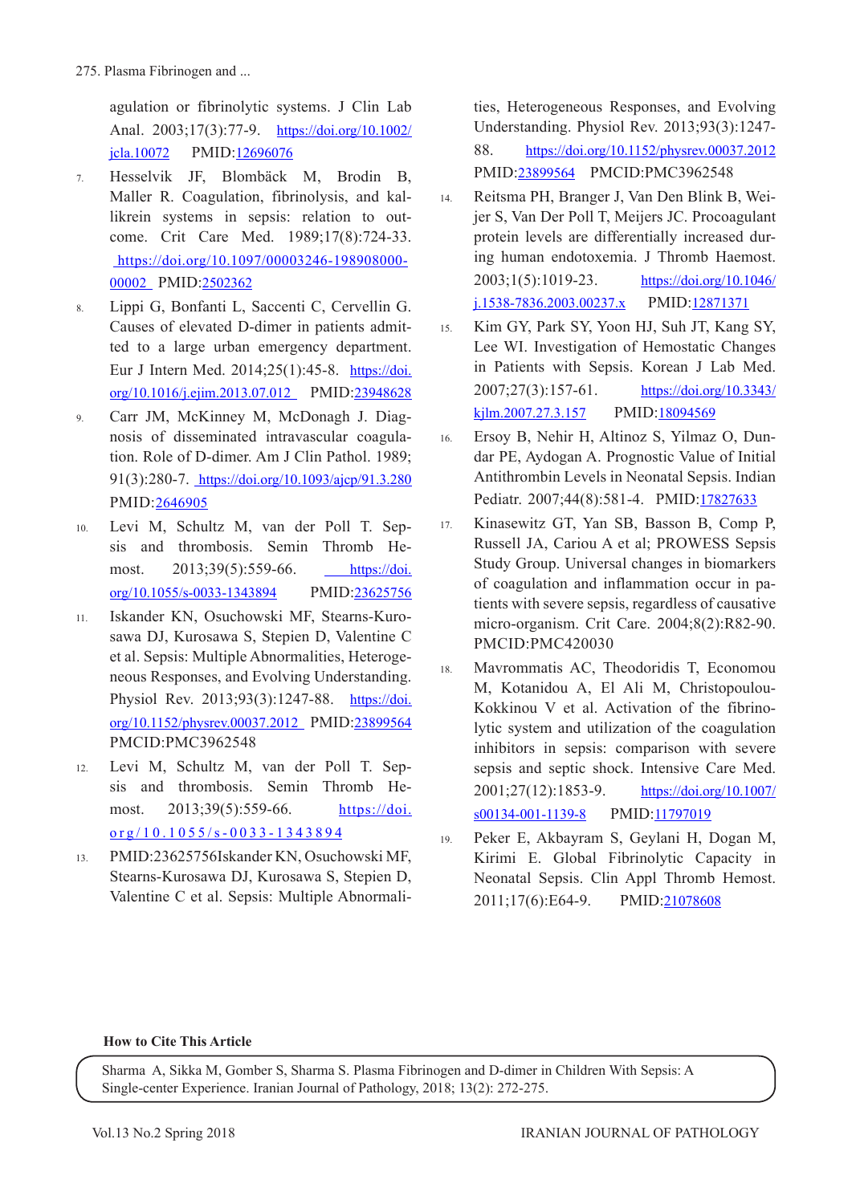agulation or fibrinolytic systems. J Clin Lab Anal. 2003;17(3):77-9. https://doi.org/10.1002/jcla.10072 PMID:12696076

7. Hesselvik JF, Blombäck M, Brodin B, Maller R. Coagulation, fibrinolysis, and kallikrein systems in sepsis: relation to outcome. Crit Care Med. 1989;17(8):724-33. https://doi.org/10.1097/00003246-198908000-00002 PMID:2502362
8. Lippi G, Bonfanti L, Saccenti C, Cervellin G. Causes of elevated D-dimer in patients admitted to a large urban emergency department. Eur J Intern Med. 2014;25(1):45-8. https://doi.org/10.1016/j.ejim.2013.07.012 PMID:23948628
9. Carr JM, McKinney M, McDonagh J. Diagnosis of disseminated intravascular coagulation. Role of D-dimer. Am J Clin Pathol. 1989;91(3):280-7. https://doi.org/10.1093/ajcp/91.3.280 PMID:2646905
10. Levi M, Schultz M, van der Poll T. Sepsis and thrombosis. Semin Thromb Hemost. 2013;39(5):559-66. https://doi.org/10.1055/s-0033-1343894 PMID:23625756
11. Iskander KN, Osuchowski MF, Stearns-Kurosawa DJ, Kurosawa S, Stepien D, Valentine C et al. Sepsis: Multiple Abnormalities, Heterogeneous Responses, and Evolving Understanding. Physiol Rev. 2013;93(3):1247-88. https://doi.org/10.1152/physrev.00037.2012 PMID:23899564 PMCID:PMC3962548
12. Levi M, Schultz M, van der Poll T. Sepsis and thrombosis. Semin Thromb Hemost. 2013;39(5):559-66. https://doi.org/10.1055/s-0033-1343894
13. PMID:23625756Iskander KN, Osuchowski MF, Stearns-Kurosawa DJ, Kurosawa S, Stepien D, Valentine C et al. Sepsis: Multiple Abnormalities, Heterogeneous Responses, and Evolving Understanding. Physiol Rev. 2013;93(3):1247-88. https://doi.org/10.1152/physrev.00037.2012 PMID:23899564 PMCID:PMC3962548
14. Reitsma PH, Branger J, Van Den Blink B, Weijer S, Van Der Poll T, Meijers JC. Procoagulant protein levels are differentially increased during human endotoxemia. J Thromb Haemost. 2003;1(5):1019-23. https://doi.org/10.1046/j.1538-7836.2003.00237.x PMID:12871371
15. Kim GY, Park SY, Yoon HJ, Suh JT, Kang SY, Lee WI. Investigation of Hemostatic Changes in Patients with Sepsis. Korean J Lab Med. 2007;27(3):157-61. https://doi.org/10.3343/kjlm.2007.27.3.157 PMID:18094569
16. Ersoy B, Nehir H, Altinoz S, Yilmaz O, Dundar PE, Aydogan A. Prognostic Value of Initial Antithrombin Levels in Neonatal Sepsis. Indian Pediatr. 2007;44(8):581-4. PMID:17827633
17. Kinasewitz GT, Yan SB, Basson B, Comp P, Russell JA, Cariou A et al; PROWESS Sepsis Study Group. Universal changes in biomarkers of coagulation and inflammation occur in patients with severe sepsis, regardless of causative micro-organism. Crit Care. 2004;8(2):R82-90. PMCID:PMC420030
18. Mavrommatis AC, Theodoridis T, Economou M, Kotanidou A, El Ali M, Christopoulou-Kokkinou V et al. Activation of the fibrinolytic system and utilization of the coagulation inhibitors in sepsis: comparison with severe sepsis and septic shock. Intensive Care Med. 2001;27(12):1853-9. https://doi.org/10.1007/s00134-001-1139-8 PMID:11797019
19. Peker E, Akbayram S, Geylani H, Dogan M, Kirimi E. Global Fibrinolytic Capacity in Neonatal Sepsis. Clin Appl Thromb Hemost. 2011;17(6):E64-9. PMID:21078608

**How to Cite This Article**

Sharma A, Sikka M, Gomber S, Sharma S. Plasma Fibrinogen and D-dimer in Children With Sepsis: A Single-center Experience. Iranian Journal of Pathology, 2018; 13(2): 272-275.